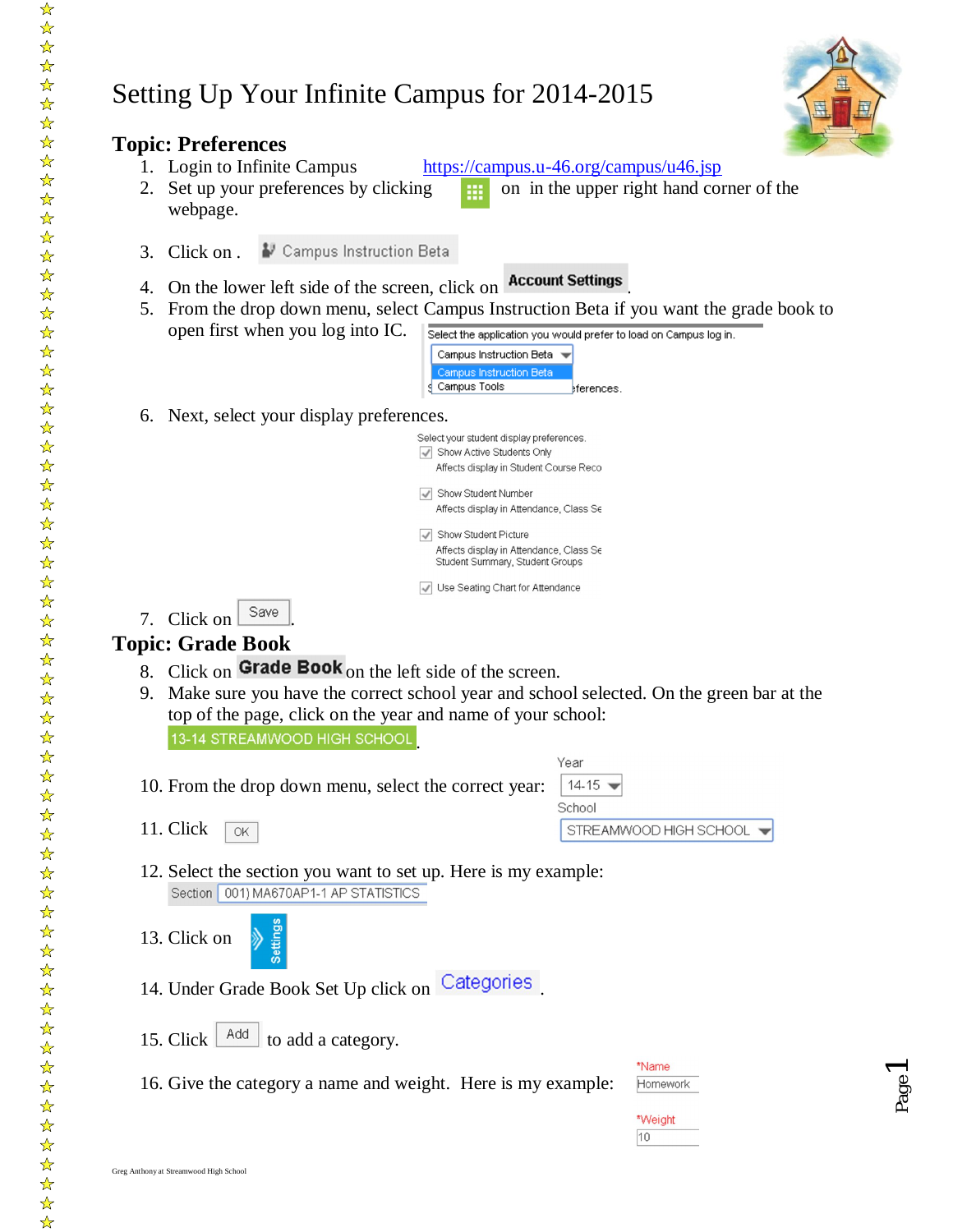# Setting Up Your Infinite Campus for 2014-2015

## Topic: Preferences

1. Login to Infinite Campus https://campus.u-46.org/campus/u46.jsp
2. Set up your preferences by clicking on in the upper right hand corner of the webpage.
3. Click on . Campus Instruction Beta
4. On the lower left side of the screen, click on **Account Settings**.
5. From the drop down menu, select Campus Instruction Beta if you want the grade book to open first when you log into IC.

   Select the application you would prefer to load on Campus log in.
   Campus Instruction Beta
   Campus Instruction Beta
   Campus Tools

6. Next, select your display preferences.

   Select your student display preferences.
   - ☑ Show Active Students Only
     Affects display in Student Course Reco
   - ☑ Show Student Number
     Affects display in Attendance, Class Se
   - ☑ Show Student Picture
     Affects display in Attendance, Class Se
     Student Summary, Student Groups
   - ☑ Use Seating Chart for Attendance

7. Click on Save.

## Topic: Grade Book

8. Click on **Grade Book** on the left side of the screen.
9. Make sure you have the correct school year and school selected. On the green bar at the top of the page, click on the year and name of your school: 13-14 STREAMWOOD HIGH SCHOOL.
10. From the drop down menu, select the correct year: Year 14-15, School STREAMWOOD HIGH SCHOOL
11. Click OK
12. Select the section you want to set up. Here is my example:
    Section 001) MA670AP1-1 AP STATISTICS
13. Click on Settings
14. Under Grade Book Set Up click on Categories.
15. Click Add to add a category.
16. Give the category a name and weight. Here is my example:
    *Name Homework
    *Weight 10

Greg Anthony at Streamwood High School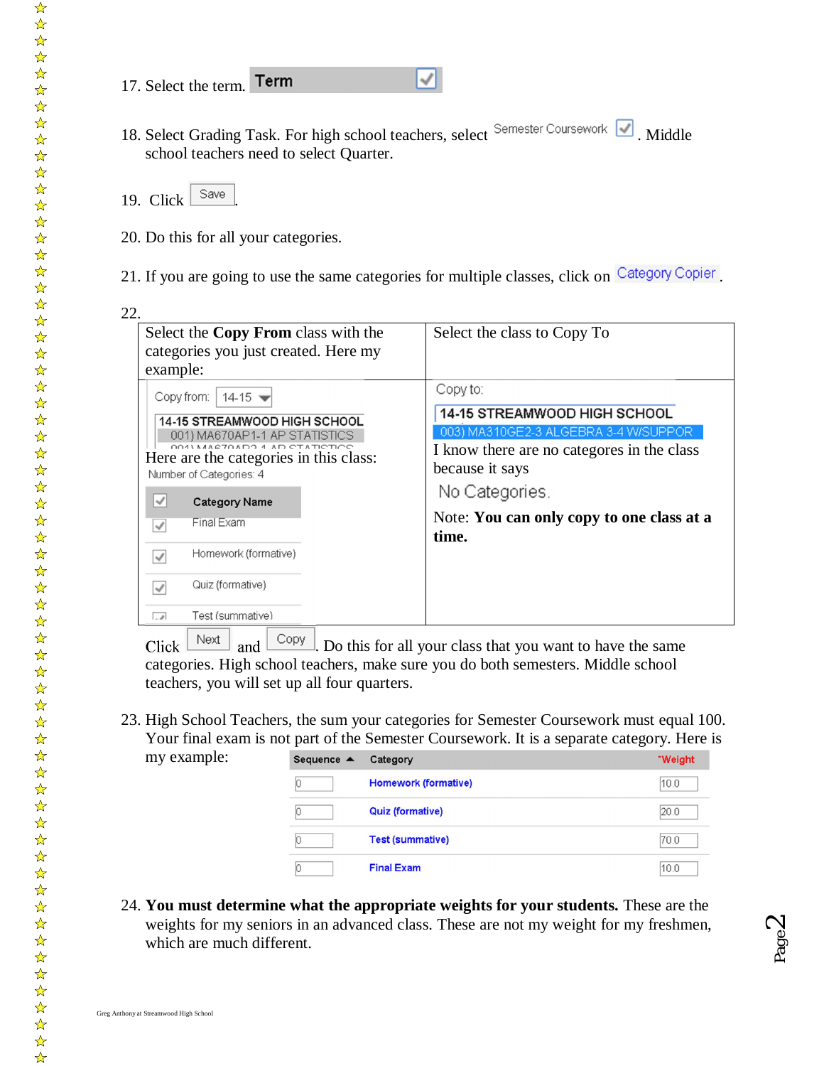17. Select the term. Term ☑

18. Select Grading Task. For high school teachers, select Semester Coursework ☑. Middle school teachers need to select Quarter.

19. Click Save.

20. Do this for all your categories.

21. If you are going to use the same categories for multiple classes, click on Category Copier.

22.

| Select the **Copy From** class with the categories you just created. Here my example: | Select the class to Copy To |
|---|---|
| Copy from: 14-15<br>14-15 STREAMWOOD HIGH SCHOOL<br>001) MA670AP1-1 AP STATISTICS<br>Here are the categories in this class:<br>Number of Categories: 4<br>☑ Category Name<br>☑ Final Exam<br>☑ Homework (formative)<br>☑ Quiz (formative)<br>☑ Test (summative) | Copy to:<br>14-15 STREAMWOOD HIGH SCHOOL<br>003) MA310GE2-3 ALGEBRA 3-4 W/SUPPOR<br>I know there are no categores in the class because it says<br>No Categories.<br>Note: **You can only copy to one class at a time.** |

Click Next and Copy. Do this for all your class that you want to have the same categories. High school teachers, make sure you do both semesters. Middle school teachers, you will set up all four quarters.

23. High School Teachers, the sum your categories for Semester Coursework must equal 100. Your final exam is not part of the Semester Coursework. It is a separate category. Here is my example:

| Sequence ▲ | Category | *Weight |
|---|---|---|
| 0 | Homework (formative) | 10.0 |
| 0 | Quiz (formative) | 20.0 |
| 0 | Test (summative) | 70.0 |
| 0 | Final Exam | 10.0 |

24. **You must determine what the appropriate weights for your students.** These are the weights for my seniors in an advanced class. These are not my weight for my freshmen, which are much different.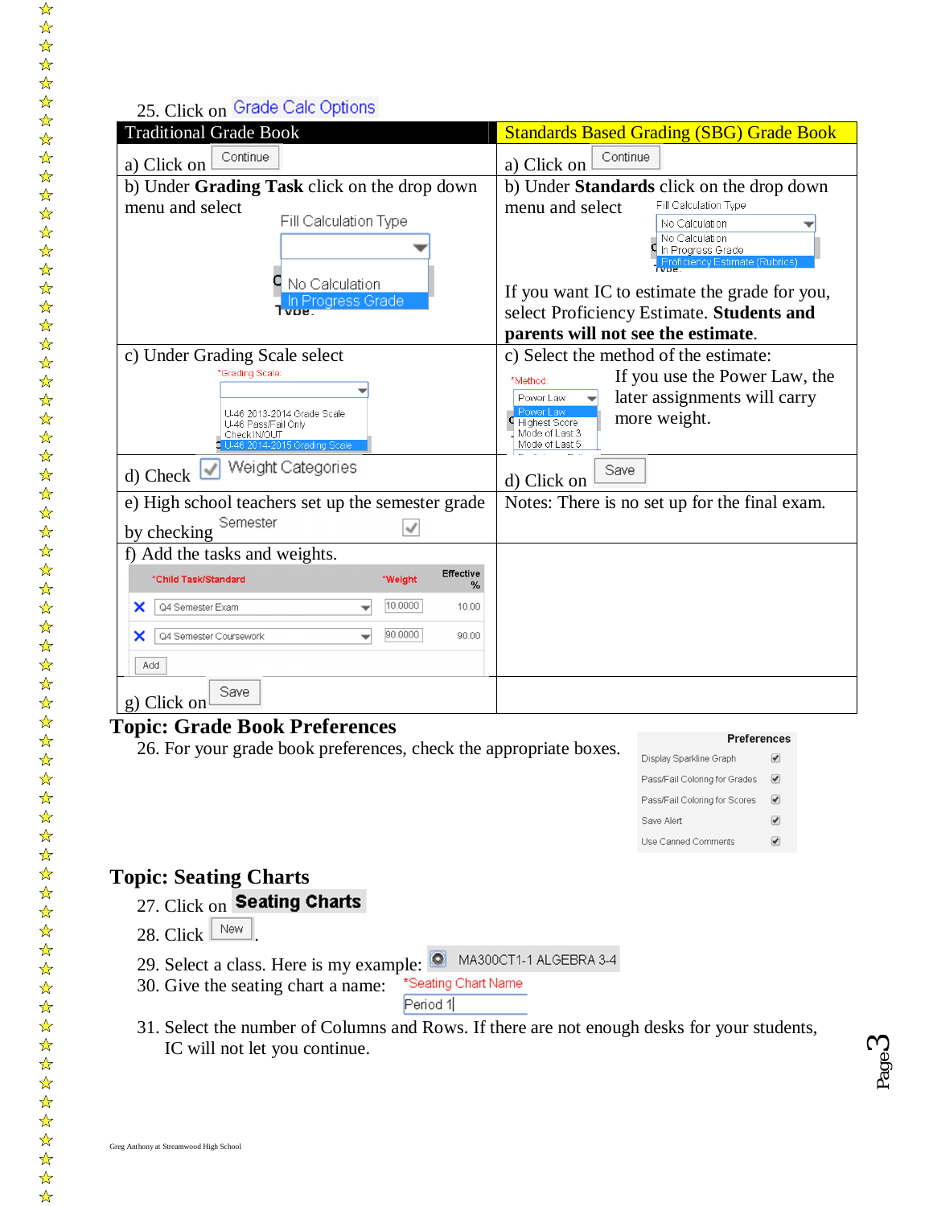25. Click on Grade Calc Options

| Traditional Grade Book | Standards Based Grading (SBG) Grade Book |
|---|---|
| a) Click on Continue | a) Click on Continue |
| b) Under **Grading Task** click on the drop down menu and select Fill Calculation Type: No Calculation / In Progress Grade | b) Under **Standards** click on the drop down menu and select Fill Calculation Type: No Calculation / In Progress Grade / Proficiency Estimate (Rubrics). If you want IC to estimate the grade for you, select Proficiency Estimate. **Students and parents will not see the estimate.** |
| c) Under Grading Scale select *Grading Scale: U-46 2013-2014 Grade Scale / U-46 Pass/Fail Only / Check IN/OUT / U-46 2014-2015 Grading Scale | c) Select the method of the estimate: *Method: Power Law / Highest Score / Mode of Last 3 / Mode of Last 5. If you use the Power Law, the later assignments will carry more weight. |
| d) Check ☑ Weight Categories | d) Click on Save |
| e) High school teachers set up the semester grade by checking Semester ☑ | Notes: There is no set up for the final exam. |
| f) Add the tasks and weights. | |
| g) Click on Save | |

| *Child Task/Standard | *Weight | Effective % |
|---|---|---|
| Q4 Semester Exam | 10.0000 | 10.00 |
| Q4 Semester Coursework | 90.0000 | 90.00 |

## Topic: Grade Book Preferences

26. For your grade book preferences, check the appropriate boxes.

| Preferences | |
|---|---|
| Display Sparkline Graph | ☑ |
| Pass/Fail Coloring for Grades | ☑ |
| Pass/Fail Coloring for Scores | ☑ |
| Save Alert | ☑ |
| Use Canned Comments | ☑ |

## Topic: Seating Charts

27. Click on **Seating Charts**
28. Click New.
29. Select a class. Here is my example: MA300CT1-1 ALGEBRA 3-4
30. Give the seating chart a name: *Seating Chart Name: Period 1
31. Select the number of Columns and Rows. If there are not enough desks for your students, IC will not let you continue.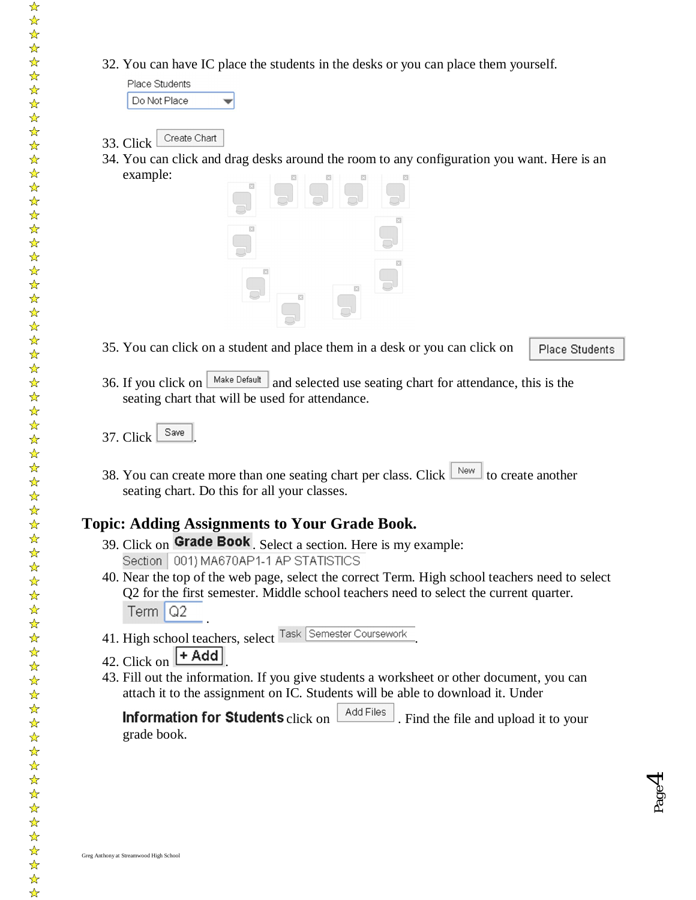32. You can have IC place the students in the desks or you can place them yourself.

    Place Students
    Do Not Place

33. Click Create Chart
34. You can click and drag desks around the room to any configuration you want. Here is an example:

35. You can click on a student and place them in a desk or you can click on Place Students

36. If you click on Make Default and selected use seating chart for attendance, this is the seating chart that will be used for attendance.

37. Click Save.

38. You can create more than one seating chart per class. Click New to create another seating chart. Do this for all your classes.

## Topic: Adding Assignments to Your Grade Book.

39. Click on **Grade Book**. Select a section. Here is my example:
    Section 001) MA670AP1-1 AP STATISTICS
40. Near the top of the web page, select the correct Term. High school teachers need to select Q2 for the first semester. Middle school teachers need to select the current quarter.
    Term Q2 .
41. High school teachers, select Task Semester Coursework.
42. Click on + Add.
43. Fill out the information. If you give students a worksheet or other document, you can attach it to the assignment on IC. Students will be able to download it. Under **Information for Students** click on Add Files. Find the file and upload it to your grade book.

Greg Anthony at Streamwood High School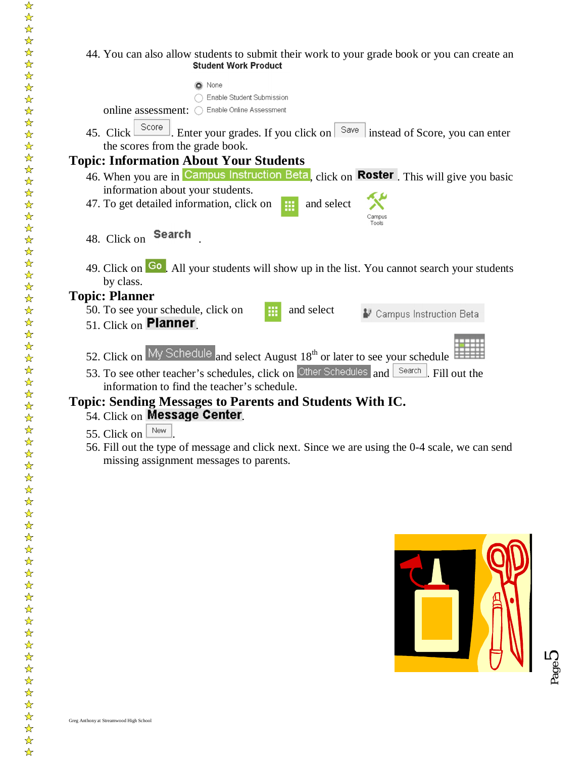44. You can also allow students to submit their work to your grade book or you can create an online assessment:

**Student Work Product**

- None
- Enable Student Submission
- Enable Online Assessment

45. Click Score. Enter your grades. If you click on Save instead of Score, you can enter the scores from the grade book.

## Topic: Information About Your Students

46. When you are in Campus Instruction Beta, click on **Roster**. This will give you basic information about your students.
47. To get detailed information, click on and select Campus Tools
48. Click on **Search**.
49. Click on Go. All your students will show up in the list. You cannot search your students by class.

## Topic: Planner

50. To see your schedule, click on and select Campus Instruction Beta
51. Click on **Planner**.
52. Click on My Schedule and select August 18th or later to see your schedule
53. To see other teacher's schedules, click on Other Schedules and Search. Fill out the information to find the teacher's schedule.

## Topic: Sending Messages to Parents and Students With IC.

54. Click on **Message Center**.
55. Click on New.
56. Fill out the type of message and click next. Since we are using the 0-4 scale, we can send missing assignment messages to parents.

Greg Anthony at Streamwood High School